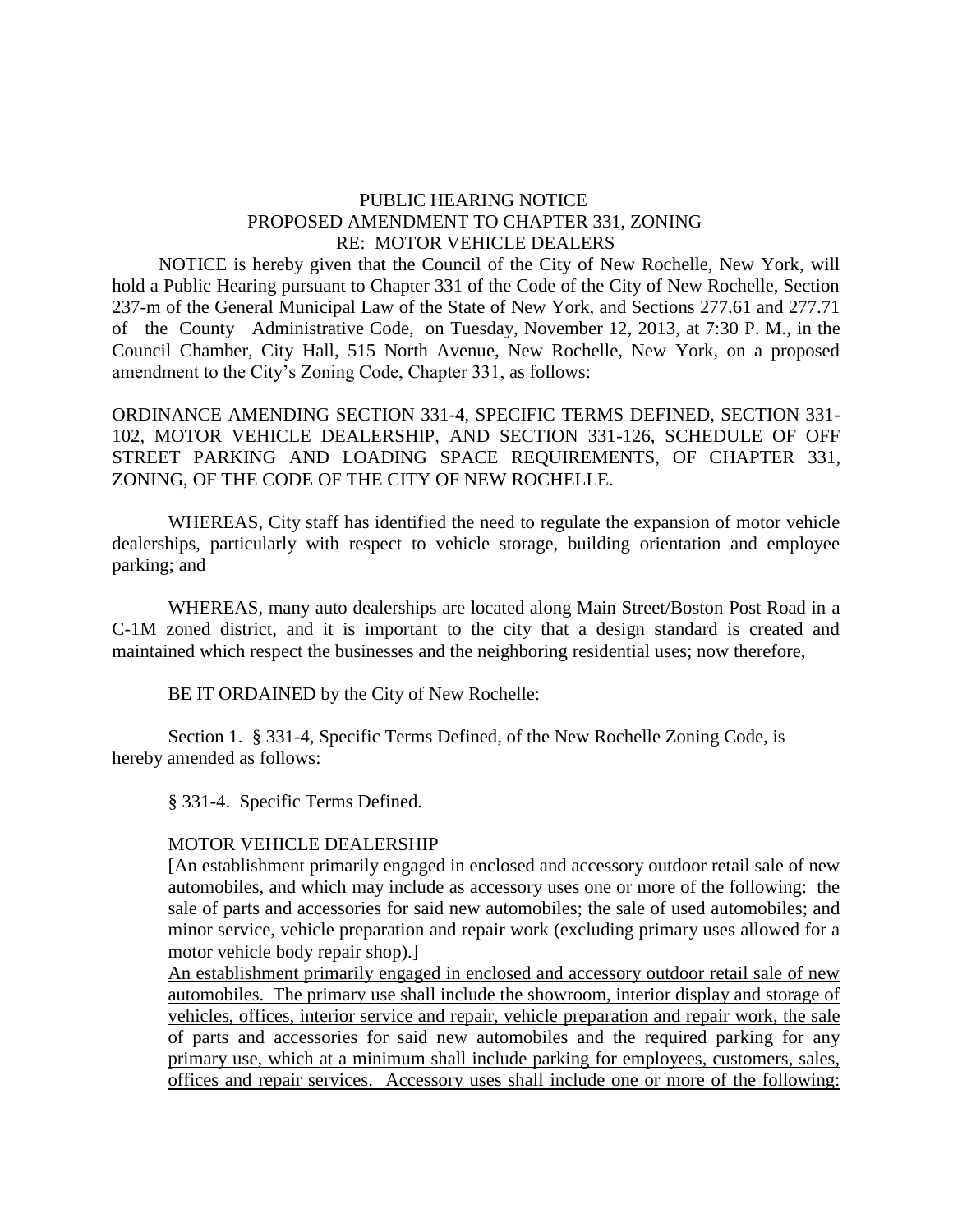PUBLIC HEARING NOTICE
PROPOSED AMENDMENT TO CHAPTER 331, ZONING
RE: MOTOR VEHICLE DEALERS

NOTICE is hereby given that the Council of the City of New Rochelle, New York, will hold a Public Hearing pursuant to Chapter 331 of the Code of the City of New Rochelle, Section 237-m of the General Municipal Law of the State of New York, and Sections 277.61 and 277.71 of the County Administrative Code, on Tuesday, November 12, 2013, at 7:30 P. M., in the Council Chamber, City Hall, 515 North Avenue, New Rochelle, New York, on a proposed amendment to the City's Zoning Code, Chapter 331, as follows:

ORDINANCE AMENDING SECTION 331-4, SPECIFIC TERMS DEFINED, SECTION 331-102, MOTOR VEHICLE DEALERSHIP, AND SECTION 331-126, SCHEDULE OF OFF STREET PARKING AND LOADING SPACE REQUIREMENTS, OF CHAPTER 331, ZONING, OF THE CODE OF THE CITY OF NEW ROCHELLE.

WHEREAS, City staff has identified the need to regulate the expansion of motor vehicle dealerships, particularly with respect to vehicle storage, building orientation and employee parking; and

WHEREAS, many auto dealerships are located along Main Street/Boston Post Road in a C-1M zoned district, and it is important to the city that a design standard is created and maintained which respect the businesses and the neighboring residential uses; now therefore,

BE IT ORDAINED by the City of New Rochelle:

Section 1. § 331-4, Specific Terms Defined, of the New Rochelle Zoning Code, is hereby amended as follows:

§ 331-4. Specific Terms Defined.

MOTOR VEHICLE DEALERSHIP

[An establishment primarily engaged in enclosed and accessory outdoor retail sale of new automobiles, and which may include as accessory uses one or more of the following: the sale of parts and accessories for said new automobiles; the sale of used automobiles; and minor service, vehicle preparation and repair work (excluding primary uses allowed for a motor vehicle body repair shop).]

<u>An establishment primarily engaged in enclosed and accessory outdoor retail sale of new automobiles. The primary use shall include the showroom, interior display and storage of vehicles, offices, interior service and repair, vehicle preparation and repair work, the sale of parts and accessories for said new automobiles and the required parking for any primary use, which at a minimum shall include parking for employees, customers, sales, offices and repair services. Accessory uses shall include one or more of the following:</u>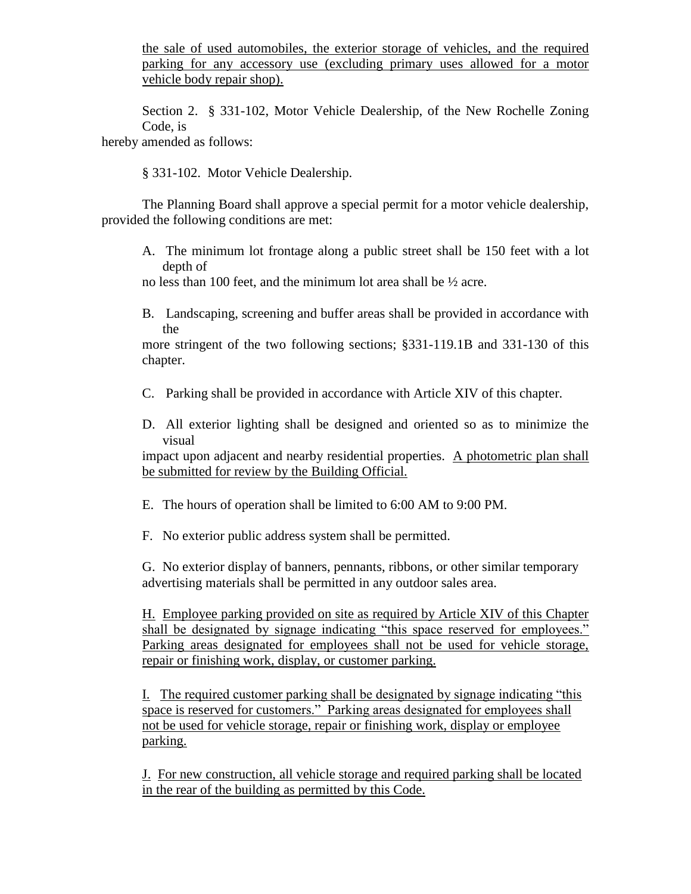<u>the sale of used automobiles, the exterior storage of vehicles, and the required parking for any accessory use (excluding primary uses allowed for a motor vehicle body repair shop).</u>

Section 2. § 331-102, Motor Vehicle Dealership, of the New Rochelle Zoning Code, is hereby amended as follows:

§ 331-102. Motor Vehicle Dealership.

The Planning Board shall approve a special permit for a motor vehicle dealership, provided the following conditions are met:

A. The minimum lot frontage along a public street shall be 150 feet with a lot depth of no less than 100 feet, and the minimum lot area shall be ½ acre.

B. Landscaping, screening and buffer areas shall be provided in accordance with the more stringent of the two following sections; §331-119.1B and 331-130 of this chapter.

C. Parking shall be provided in accordance with Article XIV of this chapter.

D. All exterior lighting shall be designed and oriented so as to minimize the visual impact upon adjacent and nearby residential properties. <u>A photometric plan shall be submitted for review by the Building Official.</u>

E. The hours of operation shall be limited to 6:00 AM to 9:00 PM.

F. No exterior public address system shall be permitted.

G. No exterior display of banners, pennants, ribbons, or other similar temporary advertising materials shall be permitted in any outdoor sales area.

<u>H. Employee parking provided on site as required by Article XIV of this Chapter shall be designated by signage indicating "this space reserved for employees." Parking areas designated for employees shall not be used for vehicle storage, repair or finishing work, display, or customer parking.</u>

<u>I. The required customer parking shall be designated by signage indicating "this space is reserved for customers." Parking areas designated for employees shall not be used for vehicle storage, repair or finishing work, display or employee parking.</u>

<u>J. For new construction, all vehicle storage and required parking shall be located in the rear of the building as permitted by this Code.</u>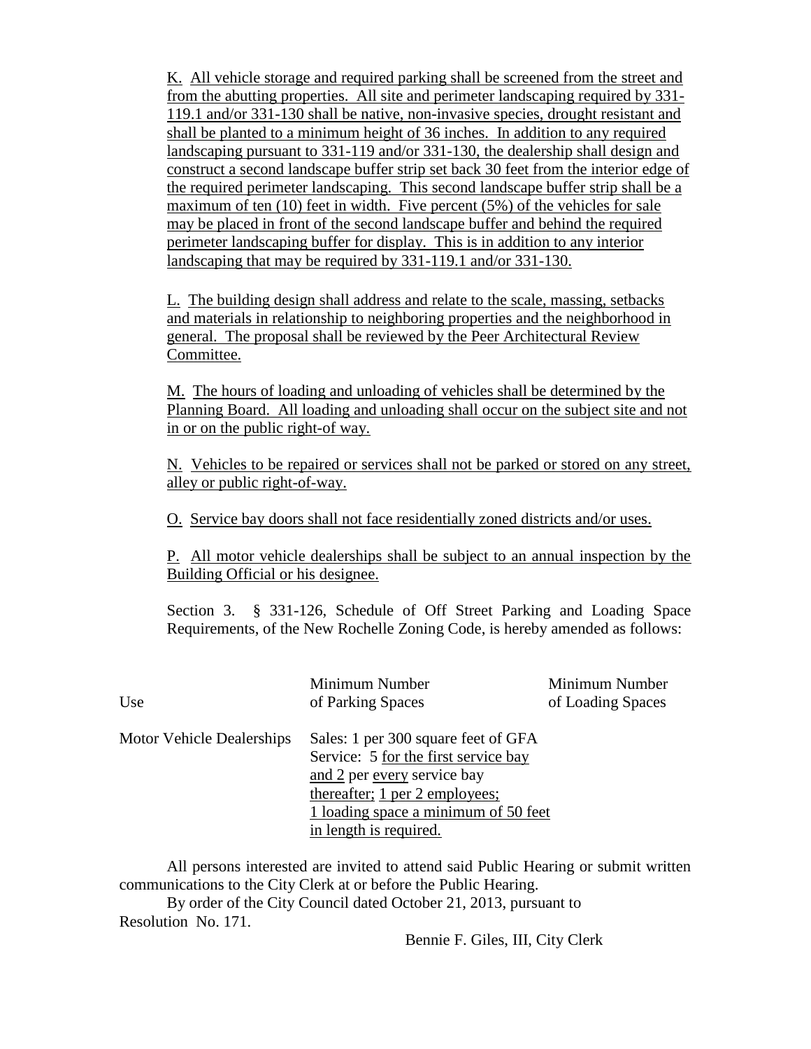K. All vehicle storage and required parking shall be screened from the street and from the abutting properties. All site and perimeter landscaping required by 331-119.1 and/or 331-130 shall be native, non-invasive species, drought resistant and shall be planted to a minimum height of 36 inches. In addition to any required landscaping pursuant to 331-119 and/or 331-130, the dealership shall design and construct a second landscape buffer strip set back 30 feet from the interior edge of the required perimeter landscaping. This second landscape buffer strip shall be a maximum of ten (10) feet in width. Five percent (5%) of the vehicles for sale may be placed in front of the second landscape buffer and behind the required perimeter landscaping buffer for display. This is in addition to any interior landscaping that may be required by 331-119.1 and/or 331-130.

L. The building design shall address and relate to the scale, massing, setbacks and materials in relationship to neighboring properties and the neighborhood in general. The proposal shall be reviewed by the Peer Architectural Review Committee.

M. The hours of loading and unloading of vehicles shall be determined by the Planning Board. All loading and unloading shall occur on the subject site and not in or on the public right-of way.

N. Vehicles to be repaired or services shall not be parked or stored on any street, alley or public right-of-way.

O. Service bay doors shall not face residentially zoned districts and/or uses.

P. All motor vehicle dealerships shall be subject to an annual inspection by the Building Official or his designee.

Section 3. § 331-126, Schedule of Off Street Parking and Loading Space Requirements, of the New Rochelle Zoning Code, is hereby amended as follows:

| Use | Minimum Number of Parking Spaces | Minimum Number of Loading Spaces |
|---|---|---|
| Motor Vehicle Dealerships | Sales: 1 per 300 square feet of GFA<br>Service: 5 for the first service bay and 2 per every service bay thereafter; 1 per 2 employees; 1 loading space a minimum of 50 feet in length is required. | |

All persons interested are invited to attend said Public Hearing or submit written communications to the City Clerk at or before the Public Hearing.

By order of the City Council dated October 21, 2013, pursuant to Resolution No. 171.

Bennie F. Giles, III, City Clerk